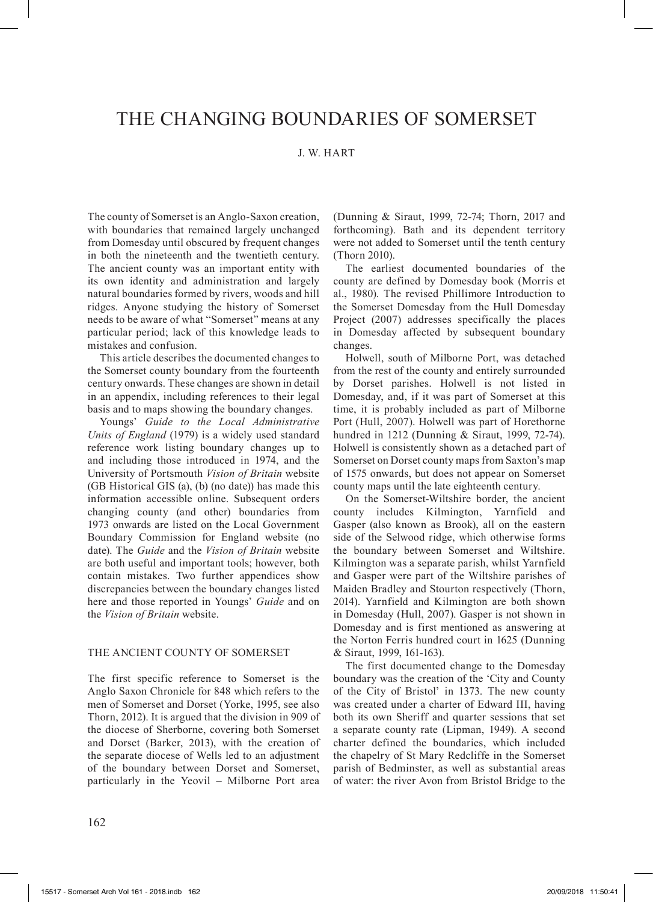# THE CHANGING BOUNDARIES OF SOMERSET

J. W. HART

The county of Somerset is an Anglo-Saxon creation, with boundaries that remained largely unchanged from Domesday until obscured by frequent changes in both the nineteenth and the twentieth century. The ancient county was an important entity with its own identity and administration and largely natural boundaries formed by rivers, woods and hill ridges. Anyone studying the history of Somerset needs to be aware of what "Somerset" means at any particular period; lack of this knowledge leads to mistakes and confusion.

This article describes the documented changes to the Somerset county boundary from the fourteenth century onwards. These changes are shown in detail in an appendix, including references to their legal basis and to maps showing the boundary changes.

Youngs' *Guide to the Local Administrative Units of England* (1979) is a widely used standard reference work listing boundary changes up to and including those introduced in 1974, and the University of Portsmouth *Vision of Britain* website (GB Historical GIS (a), (b) (no date)) has made this information accessible online. Subsequent orders changing county (and other) boundaries from 1973 onwards are listed on the Local Government Boundary Commission for England website (no date). The *Guide* and the *Vision of Britain* website are both useful and important tools; however, both contain mistakes. Two further appendices show discrepancies between the boundary changes listed here and those reported in Youngs' *Guide* and on the *Vision of Britain* website.

## THE ANCIENT COUNTY OF SOMERSET

The first specific reference to Somerset is the Anglo Saxon Chronicle for 848 which refers to the men of Somerset and Dorset (Yorke, 1995, see also Thorn, 2012). It is argued that the division in 909 of the diocese of Sherborne, covering both Somerset and Dorset (Barker, 2013), with the creation of the separate diocese of Wells led to an adjustment of the boundary between Dorset and Somerset, particularly in the Yeovil – Milborne Port area (Dunning & Siraut, 1999, 72-74; Thorn, 2017 and forthcoming). Bath and its dependent territory were not added to Somerset until the tenth century (Thorn 2010).

The earliest documented boundaries of the county are defined by Domesday book (Morris et al., 1980). The revised Phillimore Introduction to the Somerset Domesday from the Hull Domesday Project (2007) addresses specifically the places in Domesday affected by subsequent boundary changes.

Holwell, south of Milborne Port, was detached from the rest of the county and entirely surrounded by Dorset parishes. Holwell is not listed in Domesday, and, if it was part of Somerset at this time, it is probably included as part of Milborne Port (Hull, 2007). Holwell was part of Horethorne hundred in 1212 (Dunning & Siraut, 1999, 72-74). Holwell is consistently shown as a detached part of Somerset on Dorset county maps from Saxton's map of 1575 onwards, but does not appear on Somerset county maps until the late eighteenth century.

On the Somerset-Wiltshire border, the ancient county includes Kilmington, Yarnfield and Gasper (also known as Brook), all on the eastern side of the Selwood ridge, which otherwise forms the boundary between Somerset and Wiltshire. Kilmington was a separate parish, whilst Yarnfield and Gasper were part of the Wiltshire parishes of Maiden Bradley and Stourton respectively (Thorn, 2014). Yarnfield and Kilmington are both shown in Domesday (Hull, 2007). Gasper is not shown in Domesday and is first mentioned as answering at the Norton Ferris hundred court in 1625 (Dunning & Siraut, 1999, 161-163).

The first documented change to the Domesday boundary was the creation of the 'City and County of the City of Bristol' in 1373. The new county was created under a charter of Edward III, having both its own Sheriff and quarter sessions that set a separate county rate (Lipman, 1949). A second charter defined the boundaries, which included the chapelry of St Mary Redcliffe in the Somerset parish of Bedminster, as well as substantial areas of water: the river Avon from Bristol Bridge to the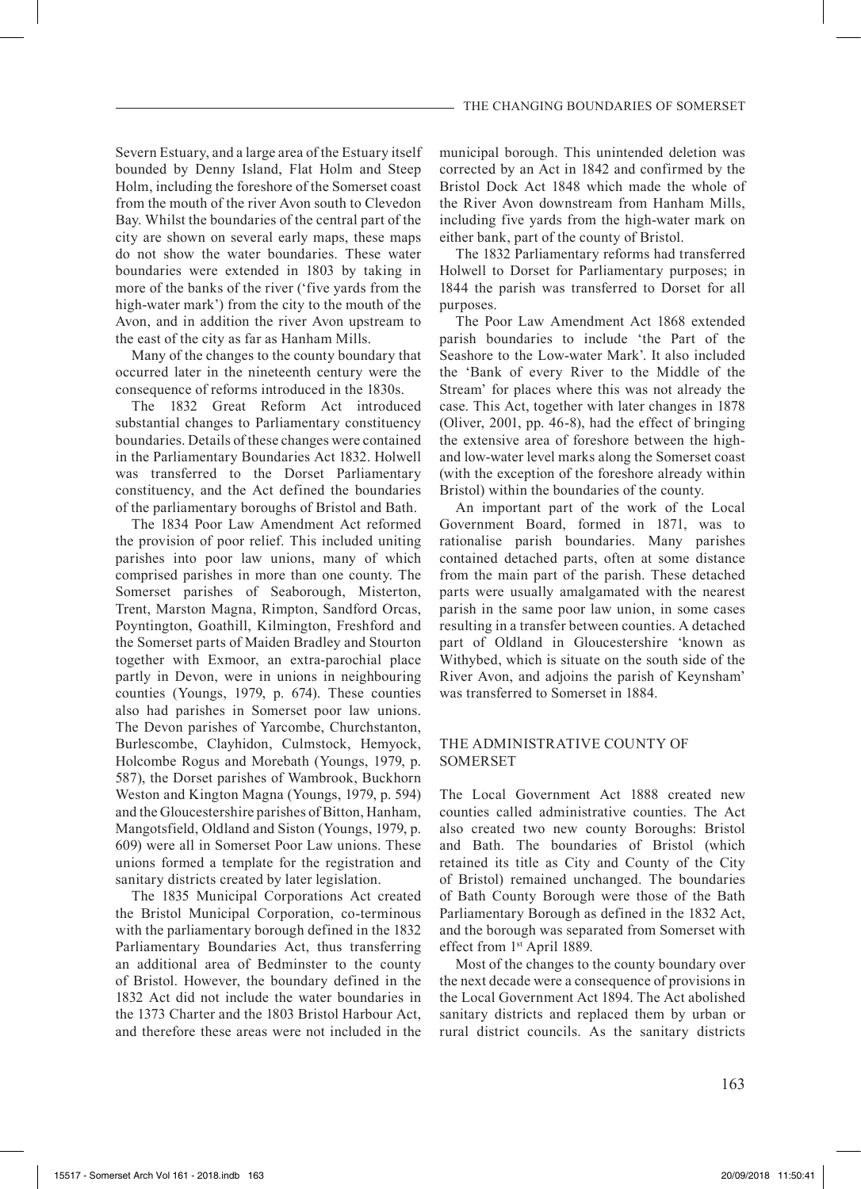Severn Estuary, and a large area of the Estuary itself bounded by Denny Island, Flat Holm and Steep Holm, including the foreshore of the Somerset coast from the mouth of the river Avon south to Clevedon Bay. Whilst the boundaries of the central part of the city are shown on several early maps, these maps do not show the water boundaries. These water boundaries were extended in 1803 by taking in more of the banks of the river ('five yards from the high-water mark') from the city to the mouth of the Avon, and in addition the river Avon upstream to the east of the city as far as Hanham Mills.

Many of the changes to the county boundary that occurred later in the nineteenth century were the consequence of reforms introduced in the 1830s.

The 1832 Great Reform Act introduced substantial changes to Parliamentary constituency boundaries. Details of these changes were contained in the Parliamentary Boundaries Act 1832. Holwell was transferred to the Dorset Parliamentary constituency, and the Act defined the boundaries of the parliamentary boroughs of Bristol and Bath.

The 1834 Poor Law Amendment Act reformed the provision of poor relief. This included uniting parishes into poor law unions, many of which comprised parishes in more than one county. The Somerset parishes of Seaborough, Misterton, Trent, Marston Magna, Rimpton, Sandford Orcas, Poyntington, Goathill, Kilmington, Freshford and the Somerset parts of Maiden Bradley and Stourton together with Exmoor, an extra-parochial place partly in Devon, were in unions in neighbouring counties (Youngs, 1979, p. 674). These counties also had parishes in Somerset poor law unions. The Devon parishes of Yarcombe, Churchstanton, Burlescombe, Clayhidon, Culmstock, Hemyock, Holcombe Rogus and Morebath (Youngs, 1979, p. 587), the Dorset parishes of Wambrook, Buckhorn Weston and Kington Magna (Youngs, 1979, p. 594) and the Gloucestershire parishes of Bitton, Hanham, Mangotsfield, Oldland and Siston (Youngs, 1979, p. 609) were all in Somerset Poor Law unions. These unions formed a template for the registration and sanitary districts created by later legislation.

The 1835 Municipal Corporations Act created the Bristol Municipal Corporation, co-terminous with the parliamentary borough defined in the 1832 Parliamentary Boundaries Act, thus transferring an additional area of Bedminster to the county of Bristol. However, the boundary defined in the 1832 Act did not include the water boundaries in the 1373 Charter and the 1803 Bristol Harbour Act, and therefore these areas were not included in the municipal borough. This unintended deletion was corrected by an Act in 1842 and confirmed by the Bristol Dock Act 1848 which made the whole of the River Avon downstream from Hanham Mills, including five yards from the high-water mark on either bank, part of the county of Bristol.

The 1832 Parliamentary reforms had transferred Holwell to Dorset for Parliamentary purposes; in 1844 the parish was transferred to Dorset for all purposes.

The Poor Law Amendment Act 1868 extended parish boundaries to include 'the Part of the Seashore to the Low-water Mark'. It also included the 'Bank of every River to the Middle of the Stream' for places where this was not already the case. This Act, together with later changes in 1878 (Oliver, 2001, pp. 46-8), had the effect of bringing the extensive area of foreshore between the high- and low-water level marks along the Somerset coast (with the exception of the foreshore already within Bristol) within the boundaries of the county.

An important part of the work of the Local Government Board, formed in 1871, was to rationalise parish boundaries. Many parishes contained detached parts, often at some distance from the main part of the parish. These detached parts were usually amalgamated with the nearest parish in the same poor law union, in some cases resulting in a transfer between counties. A detached part of Oldland in Gloucestershire 'known as Withybed, which is situate on the south side of the River Avon, and adjoins the parish of Keynsham' was transferred to Somerset in 1884.

## THE ADMINISTRATIVE COUNTY OF SOMERSET

The Local Government Act 1888 created new counties called administrative counties. The Act also created two new county Boroughs: Bristol and Bath. The boundaries of Bristol (which retained its title as City and County of the City of Bristol) remained unchanged. The boundaries of Bath County Borough were those of the Bath Parliamentary Borough as defined in the 1832 Act, and the borough was separated from Somerset with effect from 1st April 1889.

Most of the changes to the county boundary over the next decade were a consequence of provisions in the Local Government Act 1894. The Act abolished sanitary districts and replaced them by urban or rural district councils. As the sanitary districts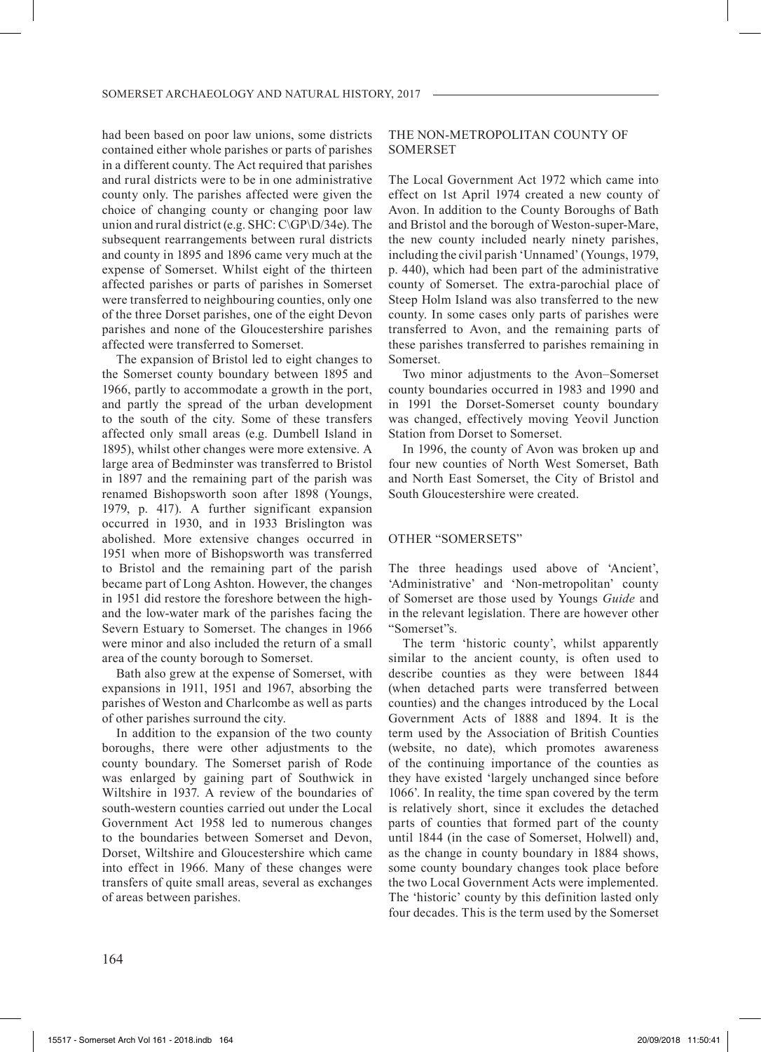had been based on poor law unions, some districts contained either whole parishes or parts of parishes in a different county. The Act required that parishes and rural districts were to be in one administrative county only. The parishes affected were given the choice of changing county or changing poor law union and rural district (e.g. SHC: C\GP\D/34e). The subsequent rearrangements between rural districts and county in 1895 and 1896 came very much at the expense of Somerset. Whilst eight of the thirteen affected parishes or parts of parishes in Somerset were transferred to neighbouring counties, only one of the three Dorset parishes, one of the eight Devon parishes and none of the Gloucestershire parishes affected were transferred to Somerset.

The expansion of Bristol led to eight changes to the Somerset county boundary between 1895 and 1966, partly to accommodate a growth in the port, and partly the spread of the urban development to the south of the city. Some of these transfers affected only small areas (e.g. Dumbell Island in 1895), whilst other changes were more extensive. A large area of Bedminster was transferred to Bristol in 1897 and the remaining part of the parish was renamed Bishopsworth soon after 1898 (Youngs, 1979, p. 417). A further significant expansion occurred in 1930, and in 1933 Brislington was abolished. More extensive changes occurred in 1951 when more of Bishopsworth was transferred to Bristol and the remaining part of the parish became part of Long Ashton. However, the changes in 1951 did restore the foreshore between the high- and the low-water mark of the parishes facing the Severn Estuary to Somerset. The changes in 1966 were minor and also included the return of a small area of the county borough to Somerset.

Bath also grew at the expense of Somerset, with expansions in 1911, 1951 and 1967, absorbing the parishes of Weston and Charlcombe as well as parts of other parishes surround the city.

In addition to the expansion of the two county boroughs, there were other adjustments to the county boundary. The Somerset parish of Rode was enlarged by gaining part of Southwick in Wiltshire in 1937. A review of the boundaries of south-western counties carried out under the Local Government Act 1958 led to numerous changes to the boundaries between Somerset and Devon, Dorset, Wiltshire and Gloucestershire which came into effect in 1966. Many of these changes were transfers of quite small areas, several as exchanges of areas between parishes.

## THE NON-METROPOLITAN COUNTY OF SOMERSET

The Local Government Act 1972 which came into effect on 1st April 1974 created a new county of Avon. In addition to the County Boroughs of Bath and Bristol and the borough of Weston-super-Mare, the new county included nearly ninety parishes, including the civil parish 'Unnamed' (Youngs, 1979, p. 440), which had been part of the administrative county of Somerset. The extra-parochial place of Steep Holm Island was also transferred to the new county. In some cases only parts of parishes were transferred to Avon, and the remaining parts of these parishes transferred to parishes remaining in Somerset.

Two minor adjustments to the Avon–Somerset county boundaries occurred in 1983 and 1990 and in 1991 the Dorset-Somerset county boundary was changed, effectively moving Yeovil Junction Station from Dorset to Somerset.

In 1996, the county of Avon was broken up and four new counties of North West Somerset, Bath and North East Somerset, the City of Bristol and South Gloucestershire were created.

## OTHER "SOMERSETS"

The three headings used above of 'Ancient', 'Administrative' and 'Non-metropolitan' county of Somerset are those used by Youngs *Guide* and in the relevant legislation. There are however other "Somerset"s.

The term 'historic county', whilst apparently similar to the ancient county, is often used to describe counties as they were between 1844 (when detached parts were transferred between counties) and the changes introduced by the Local Government Acts of 1888 and 1894. It is the term used by the Association of British Counties (website, no date), which promotes awareness of the continuing importance of the counties as they have existed 'largely unchanged since before 1066'. In reality, the time span covered by the term is relatively short, since it excludes the detached parts of counties that formed part of the county until 1844 (in the case of Somerset, Holwell) and, as the change in county boundary in 1884 shows, some county boundary changes took place before the two Local Government Acts were implemented. The 'historic' county by this definition lasted only four decades. This is the term used by the Somerset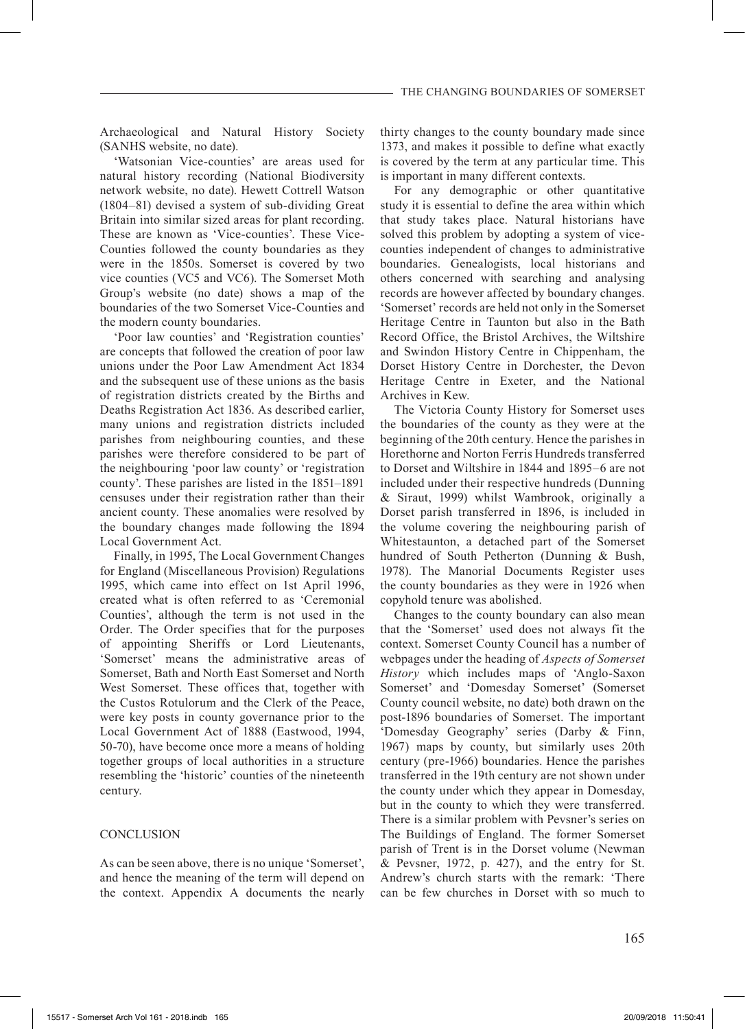Archaeological and Natural History Society (SANHS website, no date).

'Watsonian Vice-counties' are areas used for natural history recording (National Biodiversity network website, no date). Hewett Cottrell Watson (1804–81) devised a system of sub-dividing Great Britain into similar sized areas for plant recording. These are known as 'Vice-counties'. These Vice-Counties followed the county boundaries as they were in the 1850s. Somerset is covered by two vice counties (VC5 and VC6). The Somerset Moth Group's website (no date) shows a map of the boundaries of the two Somerset Vice-Counties and the modern county boundaries.

'Poor law counties' and 'Registration counties' are concepts that followed the creation of poor law unions under the Poor Law Amendment Act 1834 and the subsequent use of these unions as the basis of registration districts created by the Births and Deaths Registration Act 1836. As described earlier, many unions and registration districts included parishes from neighbouring counties, and these parishes were therefore considered to be part of the neighbouring 'poor law county' or 'registration county'. These parishes are listed in the 1851–1891 censuses under their registration rather than their ancient county. These anomalies were resolved by the boundary changes made following the 1894 Local Government Act.

Finally, in 1995, The Local Government Changes for England (Miscellaneous Provision) Regulations 1995, which came into effect on 1st April 1996, created what is often referred to as 'Ceremonial Counties', although the term is not used in the Order. The Order specifies that for the purposes of appointing Sheriffs or Lord Lieutenants, 'Somerset' means the administrative areas of Somerset, Bath and North East Somerset and North West Somerset. These offices that, together with the Custos Rotulorum and the Clerk of the Peace, were key posts in county governance prior to the Local Government Act of 1888 (Eastwood, 1994, 50-70), have become once more a means of holding together groups of local authorities in a structure resembling the 'historic' counties of the nineteenth century.

## CONCLUSION

As can be seen above, there is no unique 'Somerset', and hence the meaning of the term will depend on the context. Appendix A documents the nearly thirty changes to the county boundary made since 1373, and makes it possible to define what exactly is covered by the term at any particular time. This is important in many different contexts.

For any demographic or other quantitative study it is essential to define the area within which that study takes place. Natural historians have solved this problem by adopting a system of vice-counties independent of changes to administrative boundaries. Genealogists, local historians and others concerned with searching and analysing records are however affected by boundary changes. 'Somerset' records are held not only in the Somerset Heritage Centre in Taunton but also in the Bath Record Office, the Bristol Archives, the Wiltshire and Swindon History Centre in Chippenham, the Dorset History Centre in Dorchester, the Devon Heritage Centre in Exeter, and the National Archives in Kew.

The Victoria County History for Somerset uses the boundaries of the county as they were at the beginning of the 20th century. Hence the parishes in Horethorne and Norton Ferris Hundreds transferred to Dorset and Wiltshire in 1844 and 1895–6 are not included under their respective hundreds (Dunning & Siraut, 1999) whilst Wambrook, originally a Dorset parish transferred in 1896, is included in the volume covering the neighbouring parish of Whitestaunton, a detached part of the Somerset hundred of South Petherton (Dunning & Bush, 1978). The Manorial Documents Register uses the county boundaries as they were in 1926 when copyhold tenure was abolished.

Changes to the county boundary can also mean that the 'Somerset' used does not always fit the context. Somerset County Council has a number of webpages under the heading of *Aspects of Somerset History* which includes maps of 'Anglo-Saxon Somerset' and 'Domesday Somerset' (Somerset County council website, no date) both drawn on the post-1896 boundaries of Somerset. The important 'Domesday Geography' series (Darby & Finn, 1967) maps by county, but similarly uses 20th century (pre-1966) boundaries. Hence the parishes transferred in the 19th century are not shown under the county under which they appear in Domesday, but in the county to which they were transferred. There is a similar problem with Pevsner's series on The Buildings of England. The former Somerset parish of Trent is in the Dorset volume (Newman & Pevsner, 1972, p. 427), and the entry for St. Andrew's church starts with the remark: 'There can be few churches in Dorset with so much to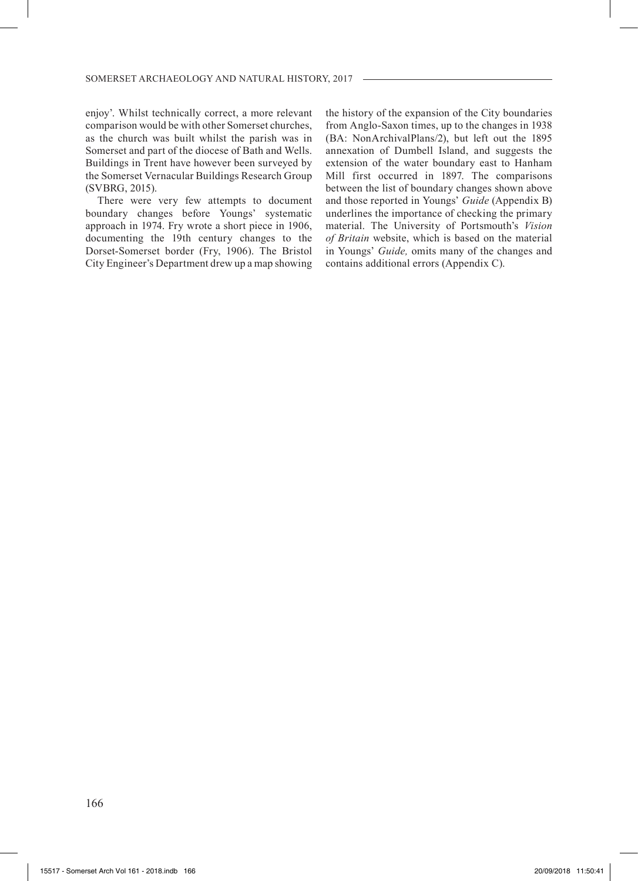enjoy'. Whilst technically correct, a more relevant comparison would be with other Somerset churches, as the church was built whilst the parish was in Somerset and part of the diocese of Bath and Wells. Buildings in Trent have however been surveyed by the Somerset Vernacular Buildings Research Group (SVBRG, 2015).

There were very few attempts to document boundary changes before Youngs' systematic approach in 1974. Fry wrote a short piece in 1906, documenting the 19th century changes to the Dorset-Somerset border (Fry, 1906). The Bristol City Engineer's Department drew up a map showing the history of the expansion of the City boundaries from Anglo-Saxon times, up to the changes in 1938 (BA: NonArchivalPlans/2), but left out the 1895 annexation of Dumbell Island, and suggests the extension of the water boundary east to Hanham Mill first occurred in 1897. The comparisons between the list of boundary changes shown above and those reported in Youngs' *Guide* (Appendix B) underlines the importance of checking the primary material. The University of Portsmouth's *Vision of Britain* website, which is based on the material in Youngs' *Guide,* omits many of the changes and contains additional errors (Appendix C).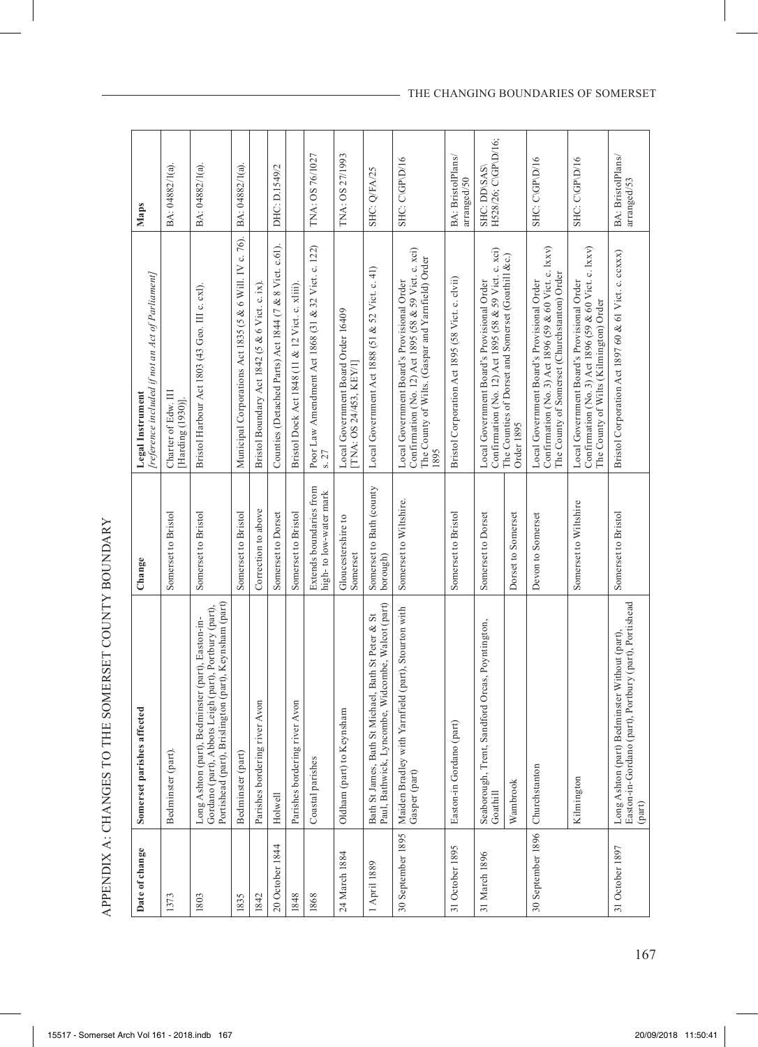# APPENDIX A: CHANGES TO THE SOMERSET COUNTY BOUNDARY

| Date of change | Somerset parishes affected | Change | Legal Instrument *[reference included if not an Act of Parliament]* | Maps |
|---|---|---|---|---|
| 1373 | Bedminster (part). | Somerset to Bristol | Charter of Edw. III [Harding (1930)]. | BA: 04882/1(a). |
| 1803 | Long Ashton (part), Bedminster (part), Easton-in-Gordano (part), Abbots Leigh (part), Portbury (part), Portishead (part), Brislington (part), Keynsham (part) | Somerset to Bristol | Bristol Harbour Act 1803 (43 Geo. III c. cxl). | BA: 04882/1(a). |
| 1835 | Bedminster (part) | Somerset to Bristol | Municipal Corporations Act 1835 (5 & 6 Will. IV c. 76). | BA: 04882/1(a). |
| 1842 | Parishes bordering river Avon | Correction to above | Bristol Boundary Act 1842 (5 & 6 Vict. c. ix). | |
| 20 October 1844 | Holwell | Somerset to Dorset | Counties (Detached Parts) Act 1844 (7 & 8 Vict. c.61). | DHC: D.1549/2 |
| 1848 | Parishes bordering river Avon | Somerset to Bristol | Bristol Dock Act 1848 (11 & 12 Vict. c. xliii). | |
| 1868 | Coastal parishes | Extends boundaries from high- to low-water mark | Poor Law Amendment Act 1868 (31 & 32 Vict. c. 122) s. 27 | TNA: OS 76/1027 |
| 24 March 1884 | Oldham (part) to Keynsham | Gloucestershire to Somerset | Local Government Board Order 16409 [TNA: OS 24/453, KEY/1] | TNA: OS 27/1993 |
| 1 April 1889 | Bath St James, Bath St Michael, Bath St Peter & St Paul, Bathwick, Lyncombe, Widcombe, Walcot (part) | Somerset to Bath (county borough) | Local Government Act 1888 (51 & 52 Vict. c. 41) | SHC: Q/FA/25 |
| 30 September 1895 | Maiden Bradley with Yarnfield (part), Stourton with Gasper (part) | Somerset to Wiltshire. | Local Government Board's Provisional Order Confirmation (No. 12) Act 1895 (58 & 59 Vict. c. xci) The County of Wilts. (Gaspar and Yarnfield) Order 1895 | SHC: C\GP\D/16 |
| 31 October 1895 | Easton-in Gordano (part) | Somerset to Bristol | Bristol Corporation Act 1895 (58 Vict. c. clvii) | BA: BristolPlans/arranged/50 |
| 31 March 1896 | Seaborough, Trent, Sandford Orcas, Poyntington, Goathill | Somerset to Dorset | Local Government Board's Provisional Order Confirmation (No. 12) Act 1895 (58 & 59 Vict. c. xci) The Counties of Dorset and Somerset (Goathill &c.) Order 1895 | SHC: DD\SAS\H528/26; C\GP\D/16; |
| | Wambrook | Dorset to Somerset | | |
| 30 September 1896 | Churchstanton | Devon to Somerset | Local Government Board's Provisional Order Confirmation (No. 3) Act 1896 (59 & 60 Vict. c. lxxv) The County of Somerset (Churchstanton) Order | SHC: C\GP\D/16 |
| | Kilmington | Somerset to Wiltshire | Local Government Board's Provisional Order Confirmation (No. 3) Act 1896 (59 & 60 Vict. c. lxxv) The County of Wilts (Kilmington) Order | SHC: C\GP\D/16 |
| 31 October 1897 | Long Ashton (part) Bedminster Without (part), Easton-in-Gordano (part), Portbury (part), Portishead (part) | Somerset to Bristol | Bristol Corporation Act 1897 60 & 61 Vict. c. ccxxx) | BA: BristolPlans/arranged/53 |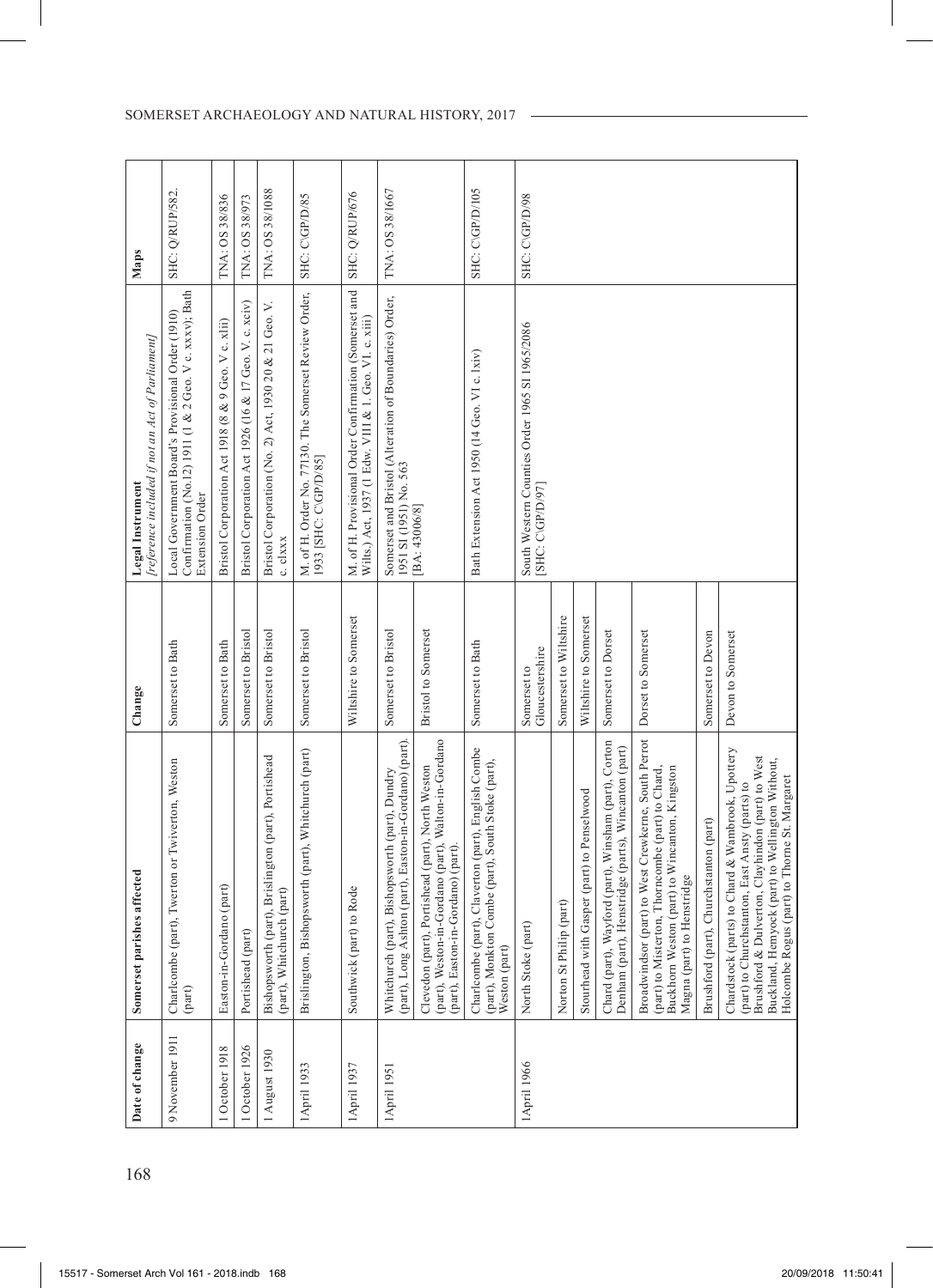| Date of change | Somerset parishes affected | Change | Legal Instrument [reference included if not an Act of Parliament] | Maps |
|---|---|---|---|---|
| 9 November 1911 | Charlcombe (part), Twerton or Twiverton, Weston (part) | Somerset to Bath | Local Government Board's Provisional Order (1910) Confirmation (No.12) 1911 (1 & 2 Geo. V c. xxxv); Bath Extension Order | SHC: Q/RUP/582. |
| 1 October 1918 | Easton-in-Gordano (part) | Somerset to Bath | Bristol Corporation Act 1918 (8 & 9 Geo. V c. xlii) | TNA: OS 38/836 |
| 1 October 1926 | Portishead (part) | Somerset to Bristol | Bristol Corporation Act 1926 (16 & 17 Geo. V. c. xciv) | TNA: OS 38/973 |
| 1 August 1930 | Bishopsworth (part), Brislington (part), Portishead (part), Whitchurch (part) | Somerset to Bristol | Bristol Corporation (No. 2) Act, 1930 20 & 21 Geo. V. c. clxxx | TNA: OS 38/1088 |
| 1April 1933 | Brislington, Bishopsworth (part), Whitchurch (part) | Somerset to Bristol | M. of H. Order No. 77130. The Somerset Review Order, 1933 [SHC: C\GP/D/85] | SHC: C\GP/D/85 |
| 1April 1937 | Southwick (part) to Rode | Wiltshire to Somerset | M. of H. Provisional Order Confirmation (Somerset and Wilts.) Act, 1937 (1 Edw. VIII & 1. Geo. VI. c. xiii) | SHC: Q/RUP/676 |
| 1April 1951 | Whitchurch (part), Bishopsworth (part), Dundry (part), Long Ashton (part), Easton-in-Gordano (part). | Somerset to Bristol | Somerset and Bristol (Alteration of Boundaries) Order, 1951 SI (1951) No. 563 [BA: 43006/8] | TNA: OS 38/1667 |
| | Clevedon (part), Portishead (part), North Weston (part), Weston-in-Gordano (part), Walton-in-Gordano (part), Easton-in-Gordano) (part). | Bristol to Somerset | | |
| | Charlcombe (part), Claverton (part), English Combe (part), Monkton Combe (part), South Stoke (part), Weston (part) | Somerset to Bath | Bath Extension Act 1950 (14 Geo. VI c. lxiv) | SHC: C\GP/D/105 |
| 1April 1966 | North Stoke (part) | Somerset to Gloucestershire | South Western Counties Order 1965 SI 1965/2086 [SHC: C\GP/D/97] | SHC: C\GP/D/98 |
| | Norton St Philip (part) | Somerset to Wiltshire | | |
| | Stourhead with Gasper (part) to Penselwood | Wiltshire to Somerset | | |
| | Chard (part), Wayford (part), Winsham (part), Corton Denham (part), Henstridge (parts), Wincanton (part) | Somerset to Dorset | | |
| | Broadwindsor (part) to West Crewkerne, South Perrot (part) to Misterton, Thorncombe (part) to Chard, Buckhorn Weston (part) to Wincanton, Kingston Magna (part) to Henstridge | Dorset to Somerset | | |
| | Brushford (part), Churchstanton (part) | Somerset to Devon | | |
| | Chardstock (parts) to Chard & Wambrook, Upottery (part) to Churchstanton, East Ansty (parts) to Brushford & Dulverton, Clayhindon (part) to West Buckland, Hemyock (part) to Wellington Without, Holcombe Rogus (part) to Thorne St. Margaret | Devon to Somerset | | |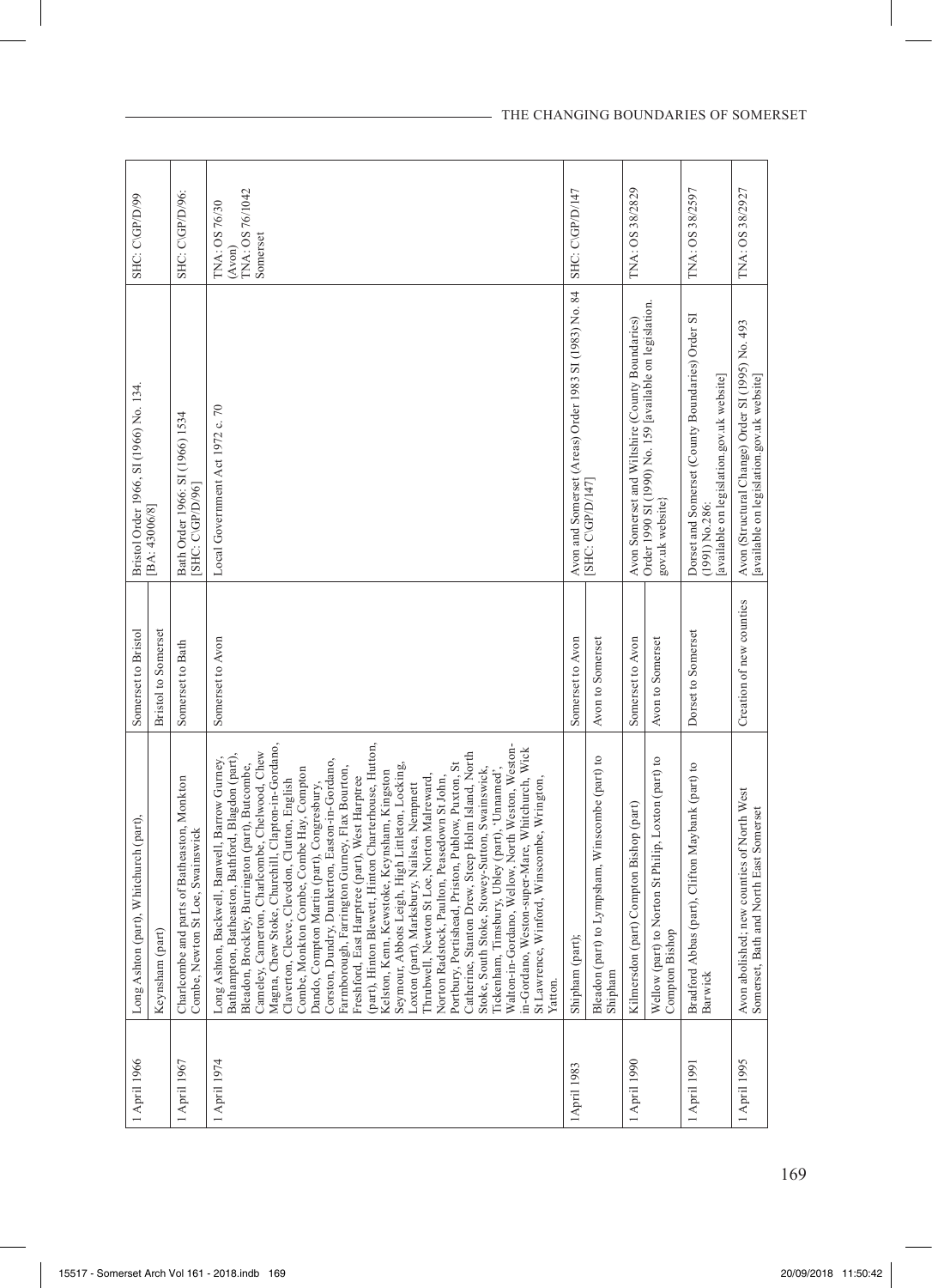| | | | | |
|---|---|---|---|---|
| 1 April 1966 | Long Ashton (part), Whitchurch (part), | Somerset to Bristol | Bristol Order 1966, SI (1966) No. 134. [BA: 43006/8] | SHC: C\GP/D/99 |
| | Keynsham (part) | Bristol to Somerset | | |
| 1 April 1967 | Charlcombe and parts of Batheaston, Monkton Combe, Newton St Loe, Swainswick | Somerset to Bath | Bath Order 1966: SI (1966) 1534 [SHC: C\GP/D/96] | SHC: C\GP/D/96: |
| 1 April 1974 | Long Ashton, Backwell, Banwell, Barrow Gurney, Bathampton, Batheaston, Bathford, Blagdon (part), Bleadon, Brockley, Burrington (part), Butcombe, Cameley, Camerton, Charlcombe, Chelwood, Chew Magna, Chew Stoke, Churchill, Clapton-in-Gordano, Claverton, Cleeve, Clevedon, Clutton, English Combe, Monkton Combe, Combe Hay, Compton Dando, Compton Martin (part), Congresbury, Corston, Dundry, Dunkerton, Easton-in-Gordano, Farmborough, Farrington Gurney, Flax Bourton, Freshford, East Harptree (part), West Harptree (part), Hinton Blewett, Hinton Charterhouse, Hutton, Kelston, Kenn, Kewstoke, Keynsham, Kingston Seymour, Abbots Leigh, High Littleton, Locking, Loxton (part), Marksbury, Nailsea, Nempnett Thrubwell, Newton St Loe, Norton Malreward, Norton Radstock, Paulton, Peasedown St John, Portbury, Portishead, Priston, Publow, Puxton, St Catherine, Stanton Drew, Steep Holm Island, North Stoke, South Stoke, Stowey-Sutton, Swainswick, Tickenham, Timsbury, Ubley (part), 'Unnamed', Walton-in-Gordano, Wellow, North Weston, Weston-in-Gordano, Weston-super-Mare, Whitchurch, Wick St Lawrence, Winford, Winscombe, Wrington, Yatton. | Somerset to Avon | Local Government Act 1972 c. 70 | TNA: OS 76/30 (Avon) TNA: OS 76/1042 Somerset |
| 1April 1983 | Shipham (part); | Somerset to Avon | Avon and Somerset (Areas) Order 1983 SI (1983) No. 84 [SHC: C\GP/D/147] | SHC: C\GP/D/147 |
| | Bleadon (part) to Lympsham, Winscombe (part) to Shipham | Avon to Somerset | | |
| 1 April 1990 | Kilmersdon (part) Compton Bishop (part) | Somerset to Avon | Avon Somerset and Wiltshire (County Boundaries) Order 1990 SI (1990) No. 159 [available on legislation. gov.uk website] | TNA: OS 38/2829 |
| | Wellow (part) to Norton St Philip, Loxton (part) to Compton Bishop | Avon to Somerset | | |
| 1 April 1991 | Bradford Abbas (part), Clifton Maybank (part) to Barwick | Dorset to Somerset | Dorset and Somerset (County Boundaries) Order SI (1991) No. 286: [available on legislation.gov.uk website] | TNA: OS 38/2597 |
| 1 April 1995 | Avon abolished: new counties of North West Somerset, Bath and North East Somerset | Creation of new counties | Avon (Structural Change) Order SI (1995) No. 493 [available on legislation.gov.uk website] | TNA: OS 38/2927 |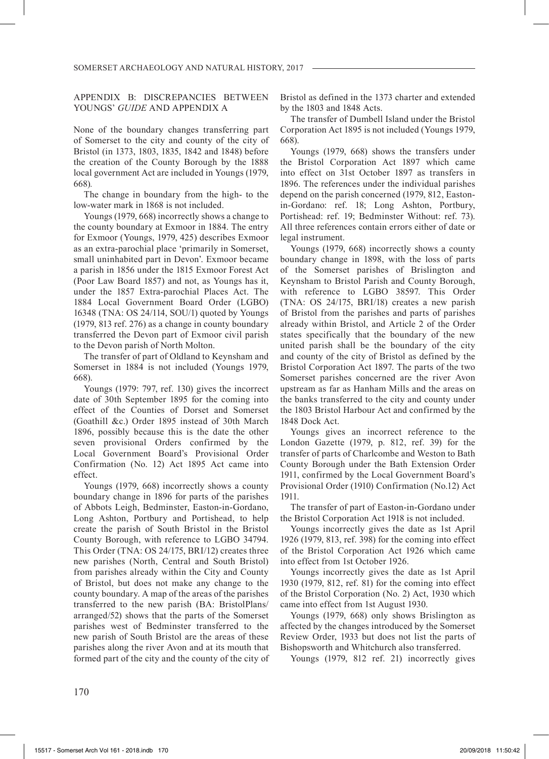## APPENDIX B: DISCREPANCIES BETWEEN YOUNGS' *GUIDE* AND APPENDIX A

None of the boundary changes transferring part of Somerset to the city and county of the city of Bristol (in 1373, 1803, 1835, 1842 and 1848) before the creation of the County Borough by the 1888 local government Act are included in Youngs (1979, 668).

The change in boundary from the high- to the low-water mark in 1868 is not included.

Youngs (1979, 668) incorrectly shows a change to the county boundary at Exmoor in 1884. The entry for Exmoor (Youngs, 1979, 425) describes Exmoor as an extra-parochial place 'primarily in Somerset, small uninhabited part in Devon'. Exmoor became a parish in 1856 under the 1815 Exmoor Forest Act (Poor Law Board 1857) and not, as Youngs has it, under the 1857 Extra-parochial Places Act. The 1884 Local Government Board Order (LGBO) 16348 (TNA: OS 24/114, SOU/1) quoted by Youngs (1979, 813 ref. 276) as a change in county boundary transferred the Devon part of Exmoor civil parish to the Devon parish of North Molton.

The transfer of part of Oldland to Keynsham and Somerset in 1884 is not included (Youngs 1979, 668).

Youngs (1979: 797, ref. 130) gives the incorrect date of 30th September 1895 for the coming into effect of the Counties of Dorset and Somerset (Goathill &c.) Order 1895 instead of 30th March 1896, possibly because this is the date the other seven provisional Orders confirmed by the Local Government Board's Provisional Order Confirmation (No. 12) Act 1895 Act came into effect.

Youngs (1979, 668) incorrectly shows a county boundary change in 1896 for parts of the parishes of Abbots Leigh, Bedminster, Easton-in-Gordano, Long Ashton, Portbury and Portishead, to help create the parish of South Bristol in the Bristol County Borough, with reference to LGBO 34794. This Order (TNA: OS 24/175, BRI/12) creates three new parishes (North, Central and South Bristol) from parishes already within the City and County of Bristol, but does not make any change to the county boundary. A map of the areas of the parishes transferred to the new parish (BA: BristolPlans/arranged/52) shows that the parts of the Somerset parishes west of Bedminster transferred to the new parish of South Bristol are the areas of these parishes along the river Avon and at its mouth that formed part of the city and the county of the city of Bristol as defined in the 1373 charter and extended by the 1803 and 1848 Acts.

The transfer of Dumbell Island under the Bristol Corporation Act 1895 is not included (Youngs 1979, 668).

Youngs (1979, 668) shows the transfers under the Bristol Corporation Act 1897 which came into effect on 31st October 1897 as transfers in 1896. The references under the individual parishes depend on the parish concerned (1979, 812, Easton-in-Gordano: ref. 18; Long Ashton, Portbury, Portishead: ref. 19; Bedminster Without: ref. 73). All three references contain errors either of date or legal instrument.

Youngs (1979, 668) incorrectly shows a county boundary change in 1898, with the loss of parts of the Somerset parishes of Brislington and Keynsham to Bristol Parish and County Borough, with reference to LGBO 38597. This Order (TNA: OS 24/175, BRI/18) creates a new parish of Bristol from the parishes and parts of parishes already within Bristol, and Article 2 of the Order states specifically that the boundary of the new united parish shall be the boundary of the city and county of the city of Bristol as defined by the Bristol Corporation Act 1897. The parts of the two Somerset parishes concerned are the river Avon upstream as far as Hanham Mills and the areas on the banks transferred to the city and county under the 1803 Bristol Harbour Act and confirmed by the 1848 Dock Act.

Youngs gives an incorrect reference to the London Gazette (1979, p. 812, ref. 39) for the transfer of parts of Charlcombe and Weston to Bath County Borough under the Bath Extension Order 1911, confirmed by the Local Government Board's Provisional Order (1910) Confirmation (No.12) Act 1911.

The transfer of part of Easton-in-Gordano under the Bristol Corporation Act 1918 is not included.

Youngs incorrectly gives the date as 1st April 1926 (1979, 813, ref. 398) for the coming into effect of the Bristol Corporation Act 1926 which came into effect from 1st October 1926.

Youngs incorrectly gives the date as 1st April 1930 (1979, 812, ref. 81) for the coming into effect of the Bristol Corporation (No. 2) Act, 1930 which came into effect from 1st August 1930.

Youngs (1979, 668) only shows Brislington as affected by the changes introduced by the Somerset Review Order, 1933 but does not list the parts of Bishopsworth and Whitchurch also transferred.

Youngs (1979, 812 ref. 21) incorrectly gives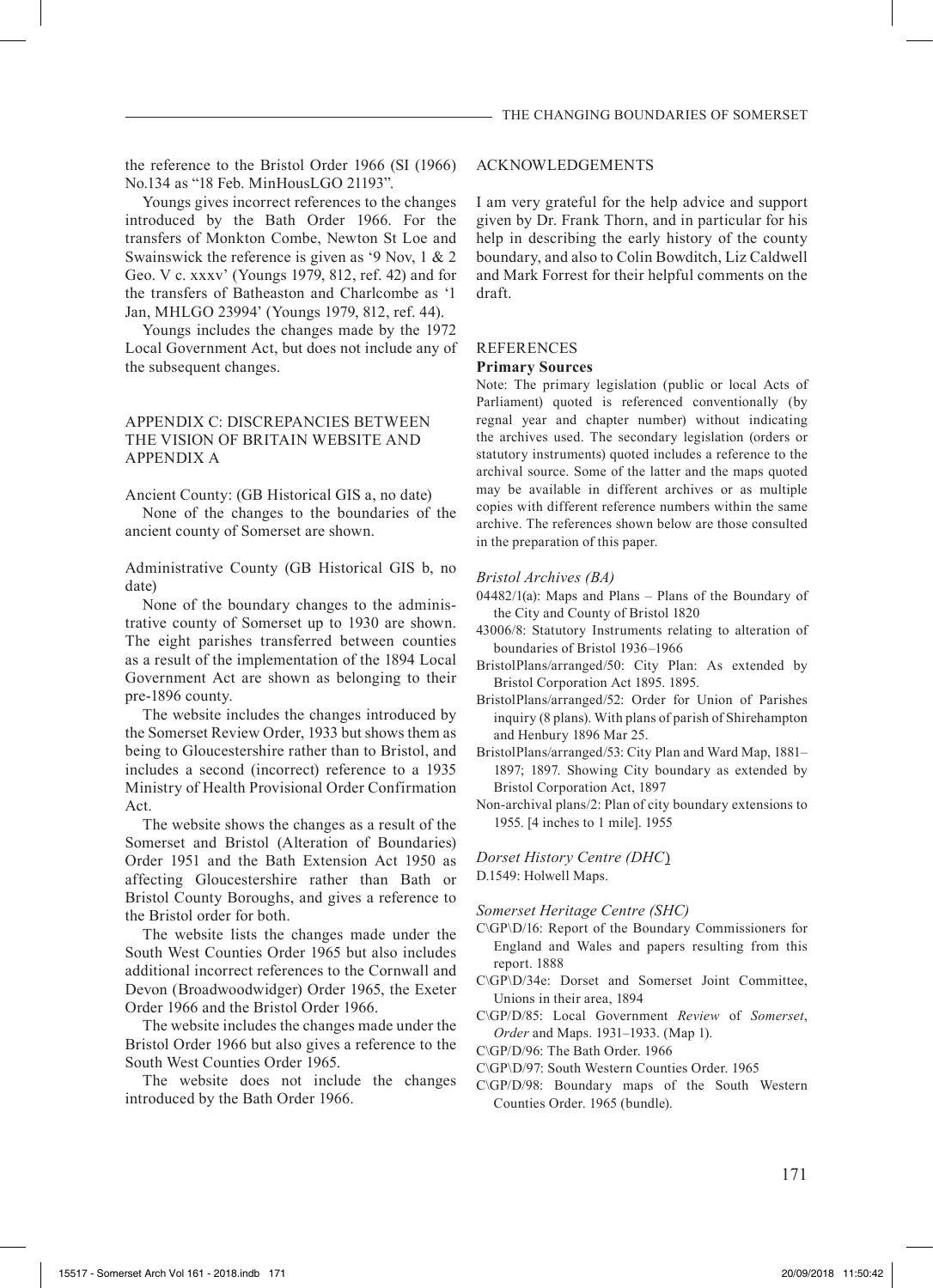the reference to the Bristol Order 1966 (SI (1966) No.134 as "18 Feb. MinHousLGO 21193".

Youngs gives incorrect references to the changes introduced by the Bath Order 1966. For the transfers of Monkton Combe, Newton St Loe and Swainswick the reference is given as '9 Nov, 1 & 2 Geo. V c. xxxv' (Youngs 1979, 812, ref. 42) and for the transfers of Batheaston and Charlcombe as '1 Jan, MHLGO 23994' (Youngs 1979, 812, ref. 44).

Youngs includes the changes made by the 1972 Local Government Act, but does not include any of the subsequent changes.

## APPENDIX C: DISCREPANCIES BETWEEN THE VISION OF BRITAIN WEBSITE AND APPENDIX A

Ancient County: (GB Historical GIS a, no date)

None of the changes to the boundaries of the ancient county of Somerset are shown.

Administrative County (GB Historical GIS b, no date)

None of the boundary changes to the administrative county of Somerset up to 1930 are shown. The eight parishes transferred between counties as a result of the implementation of the 1894 Local Government Act are shown as belonging to their pre-1896 county.

The website includes the changes introduced by the Somerset Review Order, 1933 but shows them as being to Gloucestershire rather than to Bristol, and includes a second (incorrect) reference to a 1935 Ministry of Health Provisional Order Confirmation Act.

The website shows the changes as a result of the Somerset and Bristol (Alteration of Boundaries) Order 1951 and the Bath Extension Act 1950 as affecting Gloucestershire rather than Bath or Bristol County Boroughs, and gives a reference to the Bristol order for both.

The website lists the changes made under the South West Counties Order 1965 but also includes additional incorrect references to the Cornwall and Devon (Broadwoodwidger) Order 1965, the Exeter Order 1966 and the Bristol Order 1966.

The website includes the changes made under the Bristol Order 1966 but also gives a reference to the South West Counties Order 1965.

The website does not include the changes introduced by the Bath Order 1966.

## ACKNOWLEDGEMENTS

I am very grateful for the help advice and support given by Dr. Frank Thorn, and in particular for his help in describing the early history of the county boundary, and also to Colin Bowditch, Liz Caldwell and Mark Forrest for their helpful comments on the draft.

## REFERENCES

### Primary Sources

Note: The primary legislation (public or local Acts of Parliament) quoted is referenced conventionally (by regnal year and chapter number) without indicating the archives used. The secondary legislation (orders or statutory instruments) quoted includes a reference to the archival source. Some of the latter and the maps quoted may be available in different archives or as multiple copies with different reference numbers within the same archive. The references shown below are those consulted in the preparation of this paper.

*Bristol Archives (BA)*

04482/1(a): Maps and Plans – Plans of the Boundary of the City and County of Bristol 1820

43006/8: Statutory Instruments relating to alteration of boundaries of Bristol 1936–1966

BristolPlans/arranged/50: City Plan: As extended by Bristol Corporation Act 1895. 1895.

BristolPlans/arranged/52: Order for Union of Parishes inquiry (8 plans). With plans of parish of Shirehampton and Henbury 1896 Mar 25.

BristolPlans/arranged/53: City Plan and Ward Map, 1881–1897; 1897. Showing City boundary as extended by Bristol Corporation Act, 1897

Non-archival plans/2: Plan of city boundary extensions to 1955. [4 inches to 1 mile]. 1955

*Dorset History Centre (DHC)*

D.1549: Holwell Maps.

*Somerset Heritage Centre (SHC)*

C\GP\D/16: Report of the Boundary Commissioners for England and Wales and papers resulting from this report. 1888

C\GP\D/34e: Dorset and Somerset Joint Committee, Unions in their area, 1894

C\GP/D/85: Local Government *Review* of *Somerset*, *Order* and Maps. 1931–1933. (Map 1).

C\GP/D/96: The Bath Order. 1966

C\GP\D/97: South Western Counties Order. 1965

C\GP/D/98: Boundary maps of the South Western Counties Order. 1965 (bundle).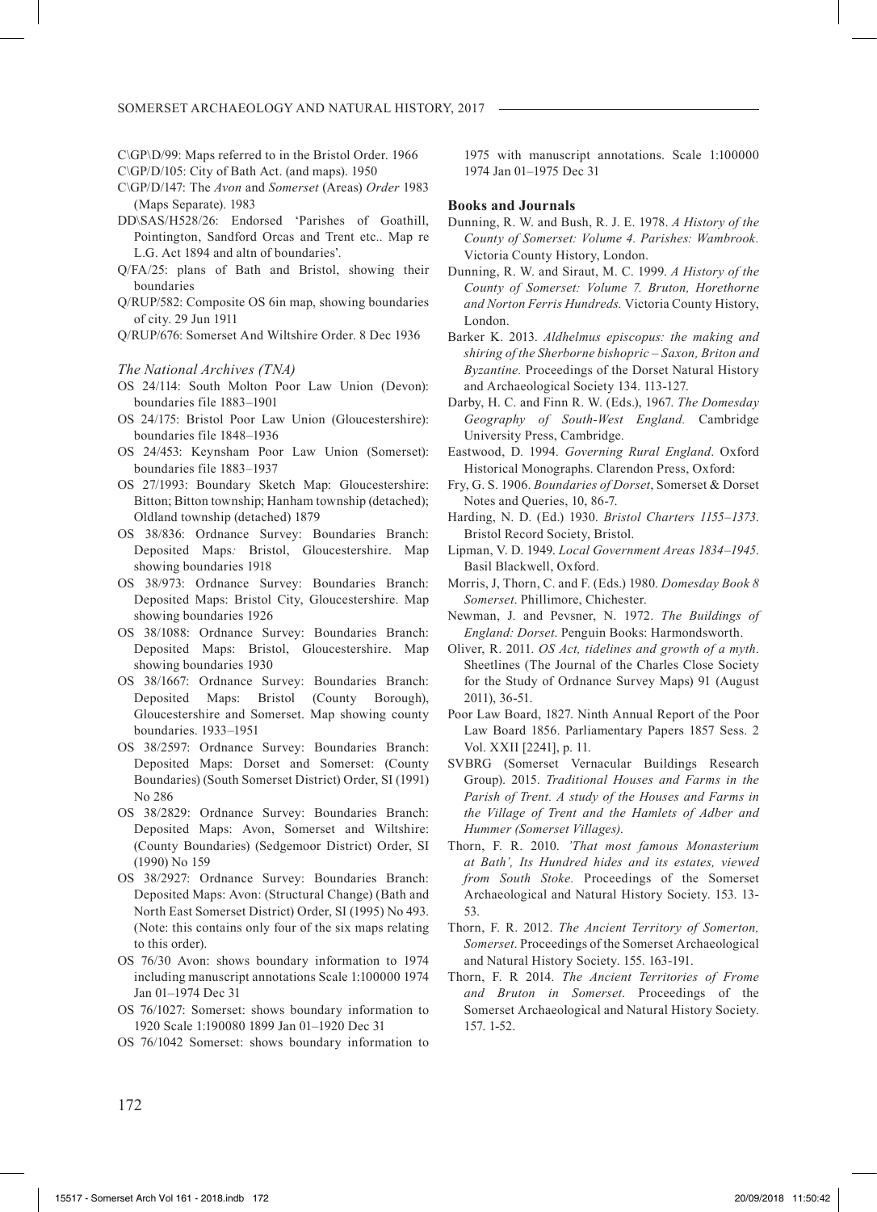C\GP\D/99: Maps referred to in the Bristol Order. 1966

C\GP/D/105: City of Bath Act. (and maps). 1950

C\GP/D/147: The *Avon* and *Somerset* (Areas) *Order* 1983 (Maps Separate). 1983

DD\SAS/H528/26: Endorsed 'Parishes of Goathill, Pointington, Sandford Orcas and Trent etc.. Map re L.G. Act 1894 and altn of boundaries'.

Q/FA/25: plans of Bath and Bristol, showing their boundaries

Q/RUP/582: Composite OS 6in map, showing boundaries of city. 29 Jun 1911

Q/RUP/676: Somerset And Wiltshire Order. 8 Dec 1936

*The National Archives (TNA)*

OS 24/114: South Molton Poor Law Union (Devon): boundaries file 1883–1901

OS 24/175: Bristol Poor Law Union (Gloucestershire): boundaries file 1848–1936

OS 24/453: Keynsham Poor Law Union (Somerset): boundaries file 1883–1937

OS 27/1993: Boundary Sketch Map: Gloucestershire: Bitton; Bitton township; Hanham township (detached); Oldland township (detached) 1879

OS 38/836: Ordnance Survey: Boundaries Branch: Deposited Maps*:* Bristol, Gloucestershire. Map showing boundaries 1918

OS 38/973: Ordnance Survey: Boundaries Branch: Deposited Maps: Bristol City, Gloucestershire. Map showing boundaries 1926

OS 38/1088: Ordnance Survey: Boundaries Branch: Deposited Maps: Bristol, Gloucestershire. Map showing boundaries 1930

OS 38/1667: Ordnance Survey: Boundaries Branch: Deposited Maps: Bristol (County Borough), Gloucestershire and Somerset. Map showing county boundaries. 1933–1951

OS 38/2597: Ordnance Survey: Boundaries Branch: Deposited Maps: Dorset and Somerset: (County Boundaries) (South Somerset District) Order, SI (1991) No 286

OS 38/2829: Ordnance Survey: Boundaries Branch: Deposited Maps: Avon, Somerset and Wiltshire: (County Boundaries) (Sedgemoor District) Order, SI (1990) No 159

OS 38/2927: Ordnance Survey: Boundaries Branch: Deposited Maps: Avon: (Structural Change) (Bath and North East Somerset District) Order, SI (1995) No 493. (Note: this contains only four of the six maps relating to this order).

OS 76/30 Avon: shows boundary information to 1974 including manuscript annotations Scale 1:100000 1974 Jan 01–1974 Dec 31

OS 76/1027: Somerset: shows boundary information to 1920 Scale 1:190080 1899 Jan 01–1920 Dec 31

OS 76/1042 Somerset: shows boundary information to 1975 with manuscript annotations. Scale 1:100000 1974 Jan 01–1975 Dec 31

**Books and Journals**

Dunning, R. W. and Bush, R. J. E. 1978. *A History of the County of Somerset: Volume 4. Parishes: Wambrook.* Victoria County History, London.

Dunning, R. W. and Siraut, M. C. 1999. *A History of the County of Somerset: Volume 7. Bruton, Horethorne and Norton Ferris Hundreds.* Victoria County History, London.

Barker K. 2013. *Aldhelmus episcopus: the making and shiring of the Sherborne bishopric – Saxon, Briton and Byzantine.* Proceedings of the Dorset Natural History and Archaeological Society 134. 113-127.

Darby, H. C. and Finn R. W. (Eds.), 1967. *The Domesday Geography of South-West England.* Cambridge University Press, Cambridge.

Eastwood, D. 1994. *Governing Rural England*. Oxford Historical Monographs. Clarendon Press, Oxford:

Fry, G. S. 1906. *Boundaries of Dorset*, Somerset & Dorset Notes and Queries, 10, 86-7.

Harding, N. D. (Ed.) 1930. *Bristol Charters 1155–1373.* Bristol Record Society, Bristol.

Lipman, V. D. 1949. *Local Government Areas 1834–1945*. Basil Blackwell, Oxford.

Morris, J, Thorn, C. and F. (Eds.) 1980. *Domesday Book 8 Somerset*. Phillimore, Chichester.

Newman, J. and Pevsner, N. 1972. *The Buildings of England: Dorset*. Penguin Books: Harmondsworth.

Oliver, R. 2011. *OS Act, tidelines and growth of a myth*. Sheetlines (The Journal of the Charles Close Society for the Study of Ordnance Survey Maps) 91 (August 2011), 36-51.

Poor Law Board, 1827. Ninth Annual Report of the Poor Law Board 1856. Parliamentary Papers 1857 Sess. 2 Vol. XXII [2241], p. 11.

SVBRG (Somerset Vernacular Buildings Research Group). 2015. *Traditional Houses and Farms in the Parish of Trent. A study of the Houses and Farms in the Village of Trent and the Hamlets of Adber and Hummer (Somerset Villages).*

Thorn, F. R. 2010. *'That most famous Monasterium at Bath', Its Hundred hides and its estates, viewed from South Stoke.* Proceedings of the Somerset Archaeological and Natural History Society. 153. 13-53.

Thorn, F. R. 2012. *The Ancient Territory of Somerton, Somerset*. Proceedings of the Somerset Archaeological and Natural History Society. 155. 163-191.

Thorn, F. R 2014. *The Ancient Territories of Frome and Bruton in Somerset*. Proceedings of the Somerset Archaeological and Natural History Society. 157. 1-52.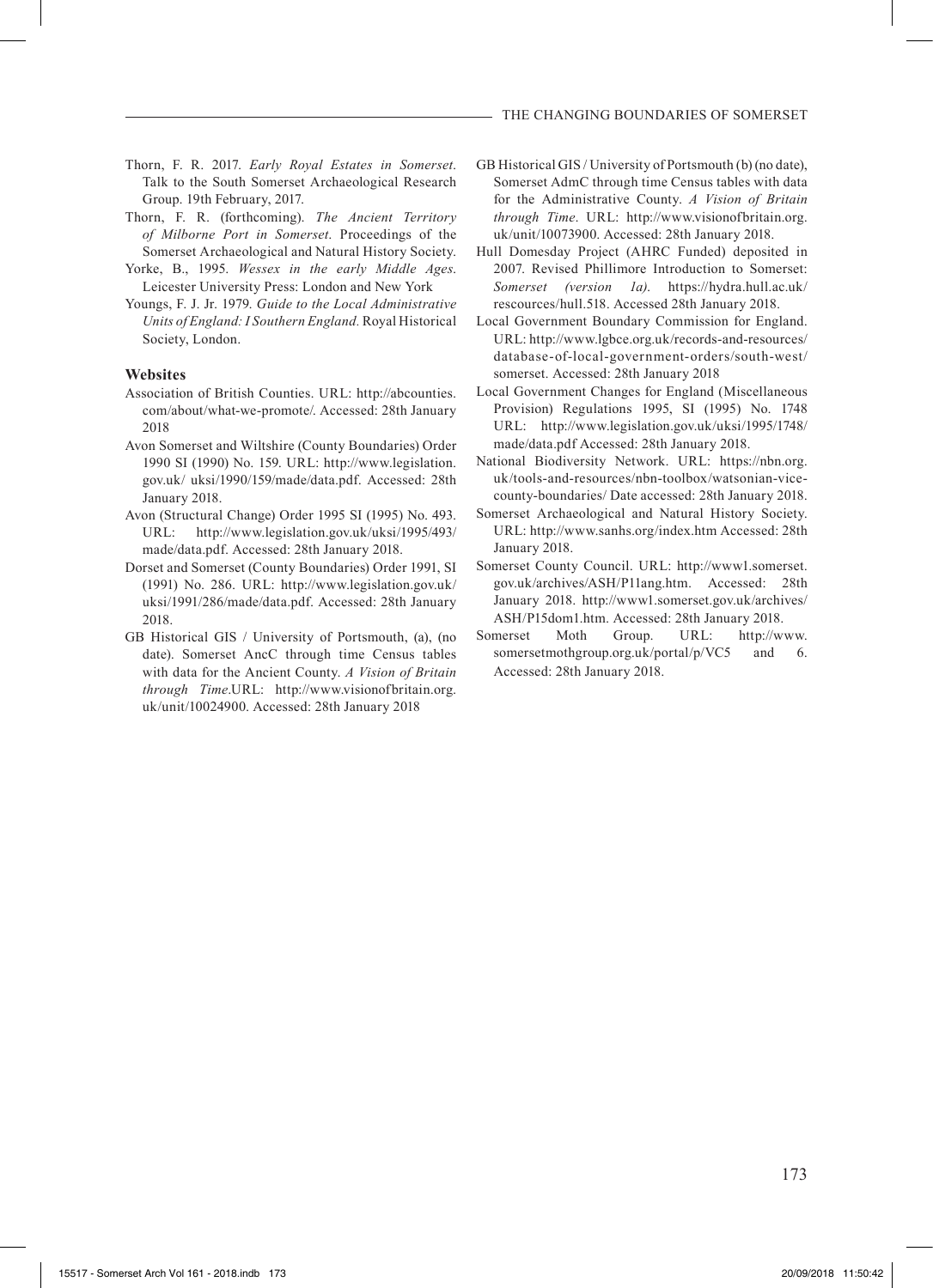Thorn, F. R. 2017. *Early Royal Estates in Somerset*. Talk to the South Somerset Archaeological Research Group. 19th February, 2017.

Thorn, F. R. (forthcoming). *The Ancient Territory of Milborne Port in Somerset*. Proceedings of the Somerset Archaeological and Natural History Society.

Yorke, B., 1995. *Wessex in the early Middle Ages*. Leicester University Press: London and New York

Youngs, F. J. Jr. 1979. *Guide to the Local Administrative Units of England: I Southern England*. Royal Historical Society, London.

### Websites

Association of British Counties. URL: http://abcounties.com/about/what-we-promote/. Accessed: 28th January 2018

Avon Somerset and Wiltshire (County Boundaries) Order 1990 SI (1990) No. 159. URL: http://www.legislation.gov.uk/ uksi/1990/159/made/data.pdf. Accessed: 28th January 2018.

Avon (Structural Change) Order 1995 SI (1995) No. 493. URL: http://www.legislation.gov.uk/uksi/1995/493/made/data.pdf. Accessed: 28th January 2018.

Dorset and Somerset (County Boundaries) Order 1991, SI (1991) No. 286. URL: http://www.legislation.gov.uk/uksi/1991/286/made/data.pdf. Accessed: 28th January 2018.

GB Historical GIS / University of Portsmouth, (a), (no date). Somerset AncC through time Census tables with data for the Ancient County. *A Vision of Britain through Time*.URL: http://www.visionofbritain.org.uk/unit/10024900. Accessed: 28th January 2018

GB Historical GIS / University of Portsmouth (b) (no date), Somerset AdmC through time Census tables with data for the Administrative County. *A Vision of Britain through Time*. URL: http://www.visionofbritain.org.uk/unit/10073900. Accessed: 28th January 2018.

Hull Domesday Project (AHRC Funded) deposited in 2007. Revised Phillimore Introduction to Somerset: *Somerset (version 1a)*. https://hydra.hull.ac.uk/rescources/hull.518. Accessed 28th January 2018.

Local Government Boundary Commission for England. URL: http://www.lgbce.org.uk/records-and-resources/database-of-local-government-orders/south-west/somerset. Accessed: 28th January 2018

Local Government Changes for England (Miscellaneous Provision) Regulations 1995, SI (1995) No. 1748 URL: http://www.legislation.gov.uk/uksi/1995/1748/made/data.pdf Accessed: 28th January 2018.

National Biodiversity Network. URL: https://nbn.org.uk/tools-and-resources/nbn-toolbox/watsonian-vice-county-boundaries/ Date accessed: 28th January 2018.

Somerset Archaeological and Natural History Society. URL: http://www.sanhs.org/index.htm Accessed: 28th January 2018.

Somerset County Council. URL: http://www1.somerset.gov.uk/archives/ASH/P11ang.htm. Accessed: 28th January 2018. http://www1.somerset.gov.uk/archives/ASH/P15dom1.htm. Accessed: 28th January 2018.

Somerset Moth Group. URL: http://www.somersetmothgroup.org.uk/portal/p/VC5 and 6. Accessed: 28th January 2018.